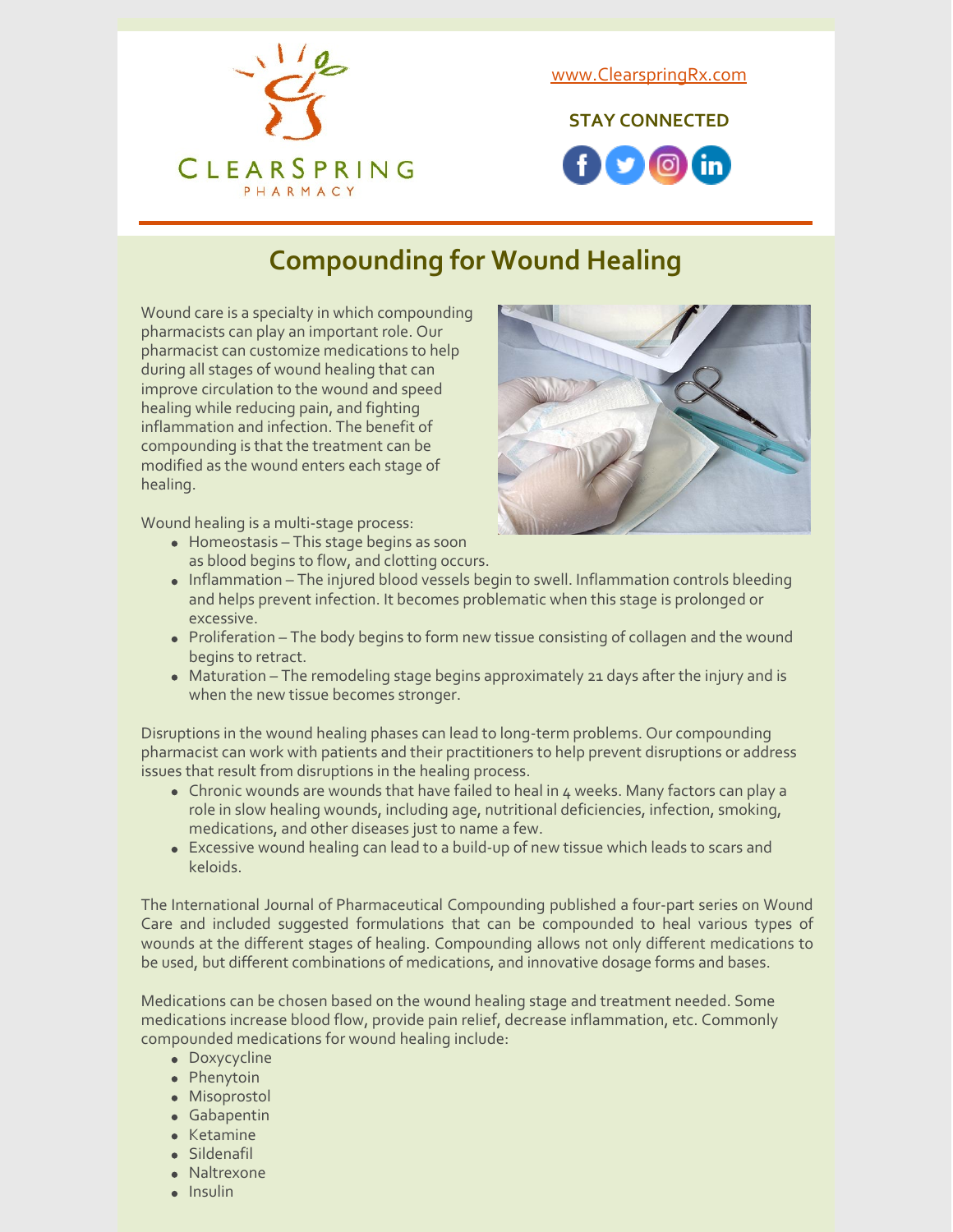CLEARSPRING PHARMACY

www.ClearspringRx.com

**STAY CONNECTED**

# Compounding for Wound Healing

Wound care is a specialty in which compounding pharmacists can play an important role. Our pharmacist can customize medications to help during all stages of wound healing that can improve circulation to the wound and speed healing while reducing pain, and fighting inflammation and infection. The benefit of compounding is that the treatment can be modified as the wound enters each stage of healing.

Wound healing is a multi-stage process:

- Homeostasis – This stage begins as soon as blood begins to flow, and clotting occurs.
- Inflammation – The injured blood vessels begin to swell. Inflammation controls bleeding and helps prevent infection. It becomes problematic when this stage is prolonged or excessive.
- Proliferation – The body begins to form new tissue consisting of collagen and the wound begins to retract.
- Maturation – The remodeling stage begins approximately 21 days after the injury and is when the new tissue becomes stronger.

Disruptions in the wound healing phases can lead to long-term problems. Our compounding pharmacist can work with patients and their practitioners to help prevent disruptions or address issues that result from disruptions in the healing process.

- Chronic wounds are wounds that have failed to heal in 4 weeks. Many factors can play a role in slow healing wounds, including age, nutritional deficiencies, infection, smoking, medications, and other diseases just to name a few.
- Excessive wound healing can lead to a build-up of new tissue which leads to scars and keloids.

The International Journal of Pharmaceutical Compounding published a four-part series on Wound Care and included suggested formulations that can be compounded to heal various types of wounds at the different stages of healing. Compounding allows not only different medications to be used, but different combinations of medications, and innovative dosage forms and bases.

Medications can be chosen based on the wound healing stage and treatment needed. Some medications increase blood flow, provide pain relief, decrease inflammation, etc. Commonly compounded medications for wound healing include:

- Doxycycline
- Phenytoin
- Misoprostol
- Gabapentin
- Ketamine
- Sildenafil
- Naltrexone
- Insulin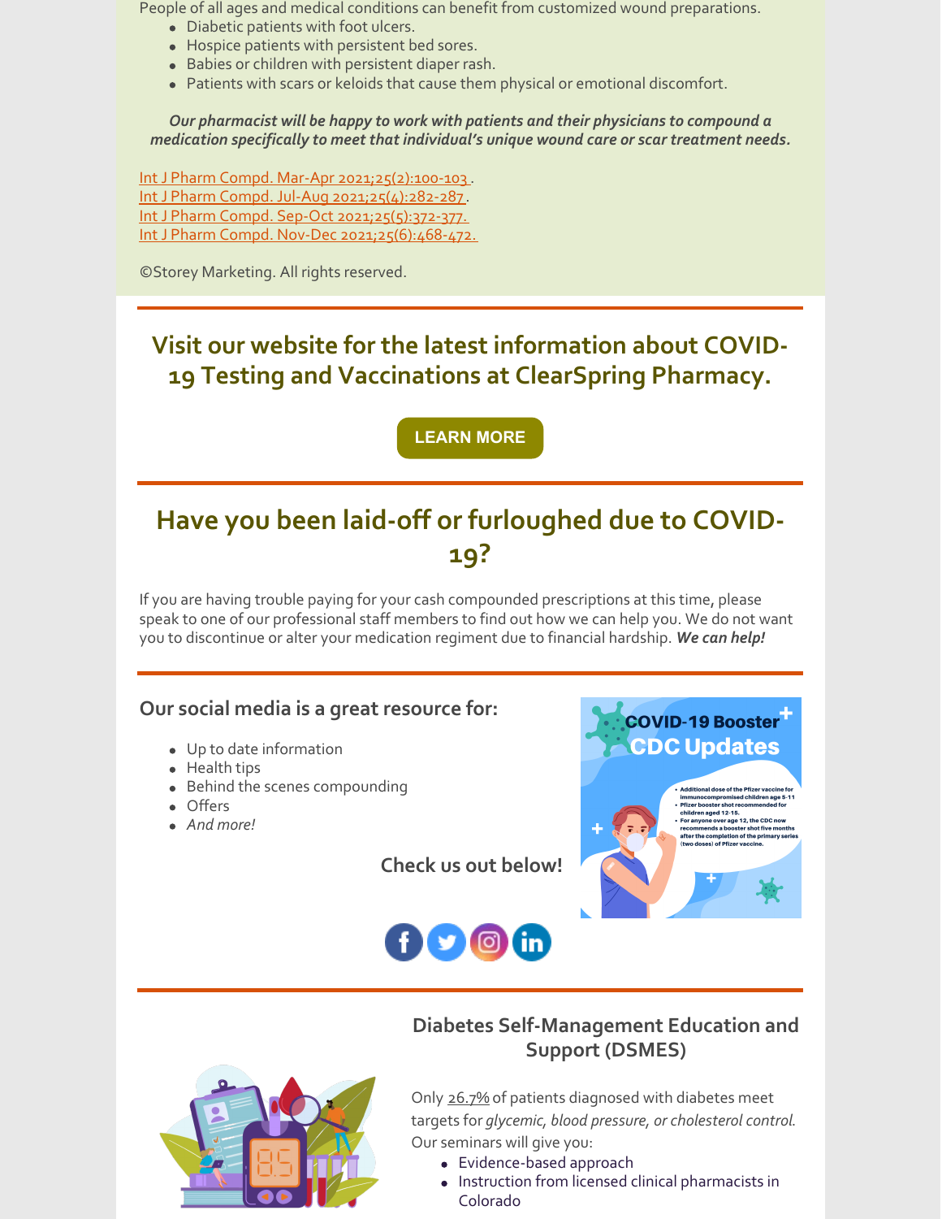People of all ages and medical conditions can benefit from customized wound preparations.

- Diabetic patients with foot ulcers.
- Hospice patients with persistent bed sores.
- Babies or children with persistent diaper rash.
- Patients with scars or keloids that cause them physical or emotional discomfort.

***Our pharmacist will be happy to work with patients and their physicians to compound a medication specifically to meet that individual's unique wound care or scar treatment needs.***

Int J Pharm Compd. Mar-Apr 2021;25(2):100-103.
Int J Pharm Compd. Jul-Aug 2021;25(4):282-287.
Int J Pharm Compd. Sep-Oct 2021;25(5):372-377.
Int J Pharm Compd. Nov-Dec 2021;25(6):468-472.

©Storey Marketing. All rights reserved.

## Visit our website for the latest information about COVID-19 Testing and Vaccinations at ClearSpring Pharmacy.

**LEARN MORE**

## Have you been laid-off or furloughed due to COVID-19?

If you are having trouble paying for your cash compounded prescriptions at this time, please speak to one of our professional staff members to find out how we can help you. We do not want you to discontinue or alter your medication regiment due to financial hardship. ***We can help!***

### Our social media is a great resource for:

- Up to date information
- Health tips
- Behind the scenes compounding
- Offers
- *And more!*

**Check us out below!**

### Diabetes Self-Management Education and Support (DSMES)

Only 26.7% of patients diagnosed with diabetes meet targets for *glycemic, blood pressure, or cholesterol control.* Our seminars will give you:

- Evidence-based approach
- Instruction from licensed clinical pharmacists in Colorado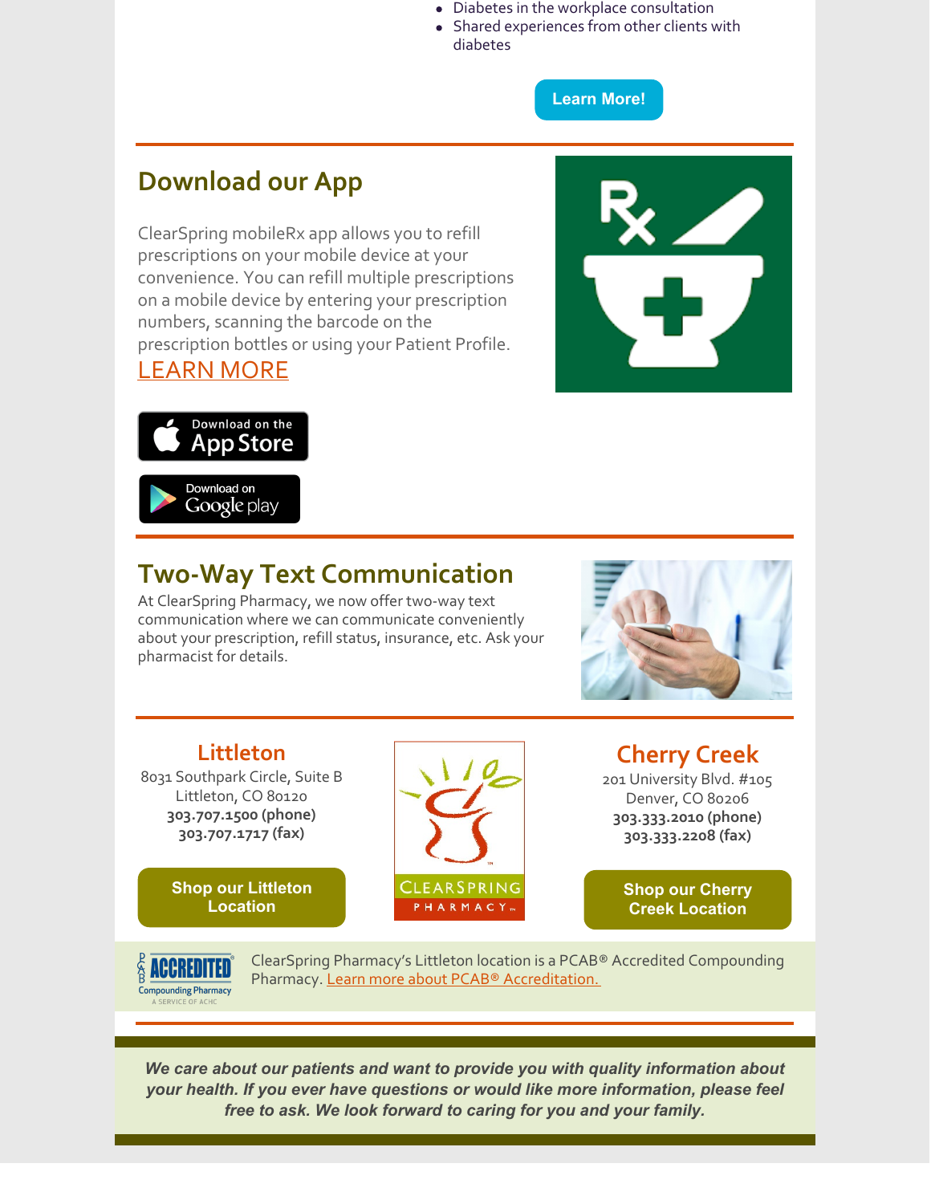- Diabetes in the workplace consultation
- Shared experiences from other clients with diabetes

Learn More!

## Download our App

ClearSpring mobileRx app allows you to refill prescriptions on your mobile device at your convenience. You can refill multiple prescriptions on a mobile device by entering your prescription numbers, scanning the barcode on the prescription bottles or using your Patient Profile. LEARN MORE

Download on the App Store

Download on Google play

## Two-Way Text Communication

At ClearSpring Pharmacy, we now offer two-way text communication where we can communicate conveniently about your prescription, refill status, insurance, etc. Ask your pharmacist for details.

### Littleton

8031 Southpark Circle, Suite B
Littleton, CO 80120
**303.707.1500 (phone)**
**303.707.1717 (fax)**

Shop our Littleton Location

### Cherry Creek

201 University Blvd. #105
Denver, CO 80206
**303.333.2010 (phone)**
**303.333.2208 (fax)**

Shop our Cherry Creek Location

ClearSpring Pharmacy's Littleton location is a PCAB® Accredited Compounding Pharmacy. Learn more about PCAB® Accreditation.

***We care about our patients and want to provide you with quality information about your health. If you ever have questions or would like more information, please feel free to ask. We look forward to caring for you and your family.***